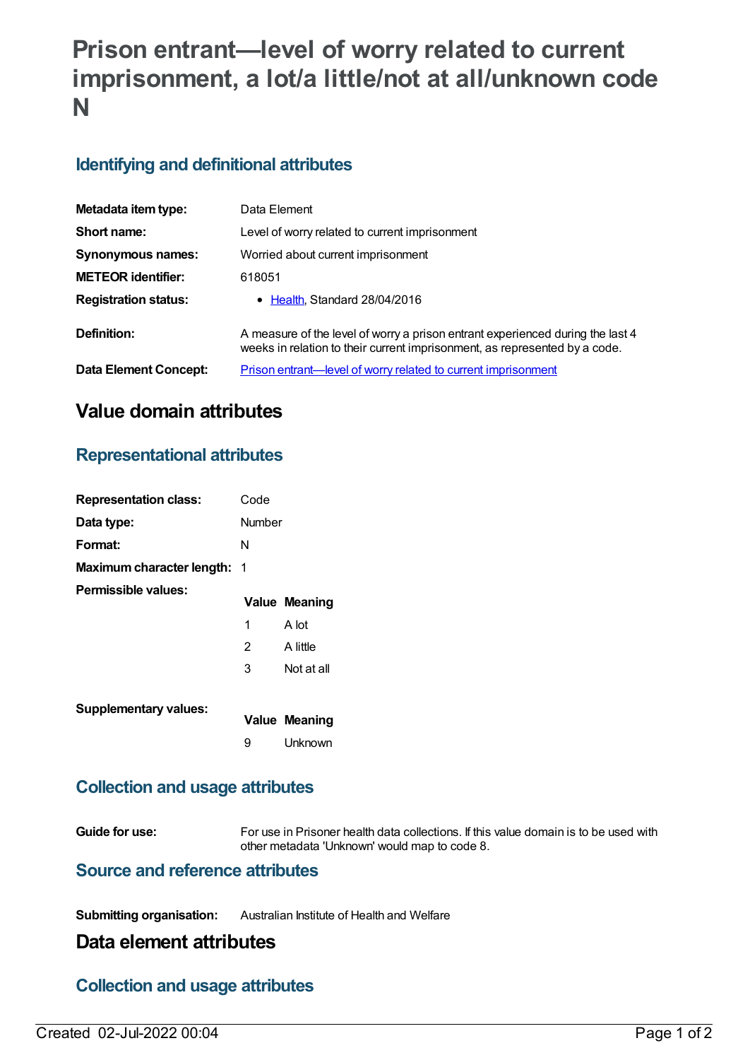# Prison entrant—level of worry related to current imprisonment, a lot/a little/not at all/unknown code N

## Identifying and definitional attributes

| | |
|---|---|
| **Metadata item type:** | Data Element |
| **Short name:** | Level of worry related to current imprisonment |
| **Synonymous names:** | Worried about current imprisonment |
| **METEOR identifier:** | 618051 |
| **Registration status:** | • Health, Standard 28/04/2016 |
| **Definition:** | A measure of the level of worry a prison entrant experienced during the last 4 weeks in relation to their current imprisonment, as represented by a code. |
| **Data Element Concept:** | Prison entrant—level of worry related to current imprisonment |

# Value domain attributes

## Representational attributes

| | |
|---|---|
| **Representation class:** | Code |
| **Data type:** | Number |
| **Format:** | N |
| **Maximum character length:** | 1 |

**Permissible values:**

| Value | Meaning |
|---|---|
| 1 | A lot |
| 2 | A little |
| 3 | Not at all |

**Supplementary values:**

| Value | Meaning |
|---|---|
| 9 | Unknown |

## Collection and usage attributes

| | |
|---|---|
| **Guide for use:** | For use in Prisoner health data collections. If this value domain is to be used with other metadata 'Unknown' would map to code 8. |

## Source and reference attributes

| | |
|---|---|
| **Submitting organisation:** | Australian Institute of Health and Welfare |

# Data element attributes

## Collection and usage attributes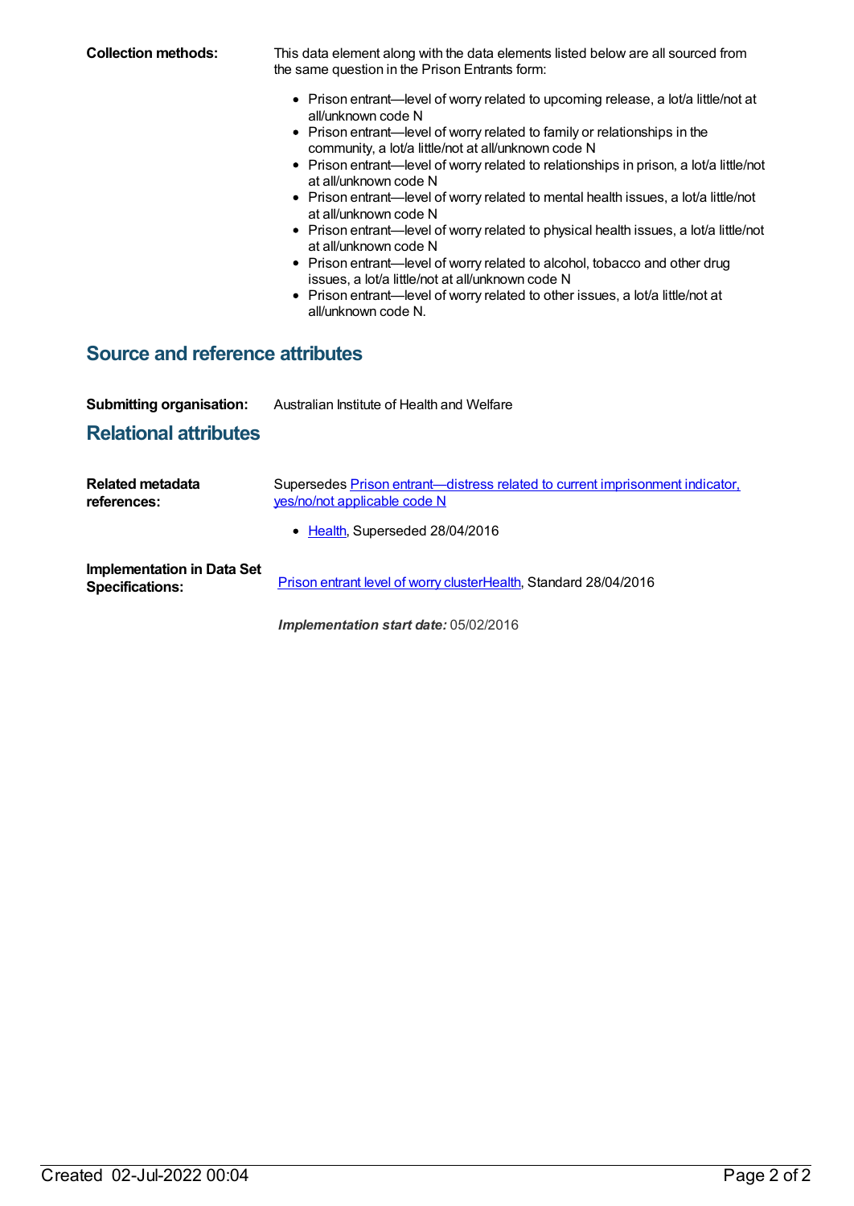**Collection methods:** This data element along with the data elements listed below are all sourced from the same question in the Prison Entrants form:

- Prison entrant—level of worry related to upcoming release, a lot/a little/not at all/unknown code N
- Prison entrant—level of worry related to family or relationships in the community, a lot/a little/not at all/unknown code N
- Prison entrant—level of worry related to relationships in prison, a lot/a little/not at all/unknown code N
- Prison entrant—level of worry related to mental health issues, a lot/a little/not at all/unknown code N
- Prison entrant—level of worry related to physical health issues, a lot/a little/not at all/unknown code N
- Prison entrant—level of worry related to alcohol, tobacco and other drug issues, a lot/a little/not at all/unknown code N
- Prison entrant—level of worry related to other issues, a lot/a little/not at all/unknown code N.

## Source and reference attributes

**Submitting organisation:** Australian Institute of Health and Welfare

## Relational attributes

**Related metadata references:** Supersedes Prison entrant—distress related to current imprisonment indicator, yes/no/not applicable code N

- Health, Superseded 28/04/2016

**Implementation in Data Set Specifications:** Prison entrant level of worry clusterHealth, Standard 28/04/2016

***Implementation start date:*** 05/02/2016